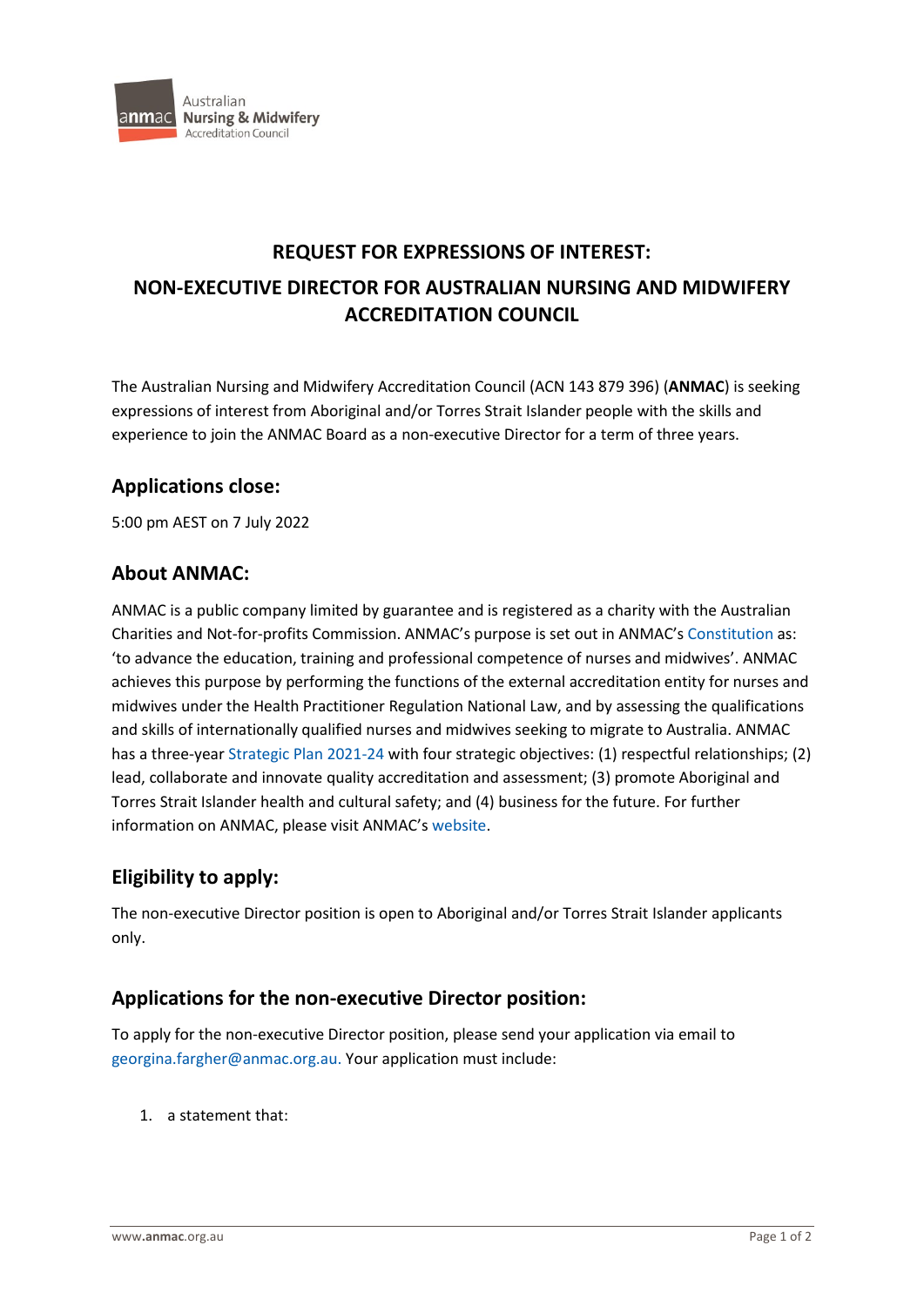# REQUEST FOR EXPRESSIONS OF INTEREST:

# NON-EXECUTIVE DIRECTOR FOR AUSTRALIAN NURSING AND MIDWIFERY ACCREDITATION COUNCIL

The Australian Nursing and Midwifery Accreditation Council (ACN 143 879 396) (**ANMAC**) is seeking expressions of interest from Aboriginal and/or Torres Strait Islander people with the skills and experience to join the ANMAC Board as a non-executive Director for a term of three years.

## Applications close:

5:00 pm AEST on 7 July 2022

## About ANMAC:

ANMAC is a public company limited by guarantee and is registered as a charity with the Australian Charities and Not-for-profits Commission. ANMAC's purpose is set out in ANMAC's Constitution as: 'to advance the education, training and professional competence of nurses and midwives'. ANMAC achieves this purpose by performing the functions of the external accreditation entity for nurses and midwives under the Health Practitioner Regulation National Law, and by assessing the qualifications and skills of internationally qualified nurses and midwives seeking to migrate to Australia. ANMAC has a three-year Strategic Plan 2021-24 with four strategic objectives: (1) respectful relationships; (2) lead, collaborate and innovate quality accreditation and assessment; (3) promote Aboriginal and Torres Strait Islander health and cultural safety; and (4) business for the future. For further information on ANMAC, please visit ANMAC's website.

## Eligibility to apply:

The non-executive Director position is open to Aboriginal and/or Torres Strait Islander applicants only.

## Applications for the non-executive Director position:

To apply for the non-executive Director position, please send your application via email to georgina.fargher@anmac.org.au. Your application must include:

1. a statement that: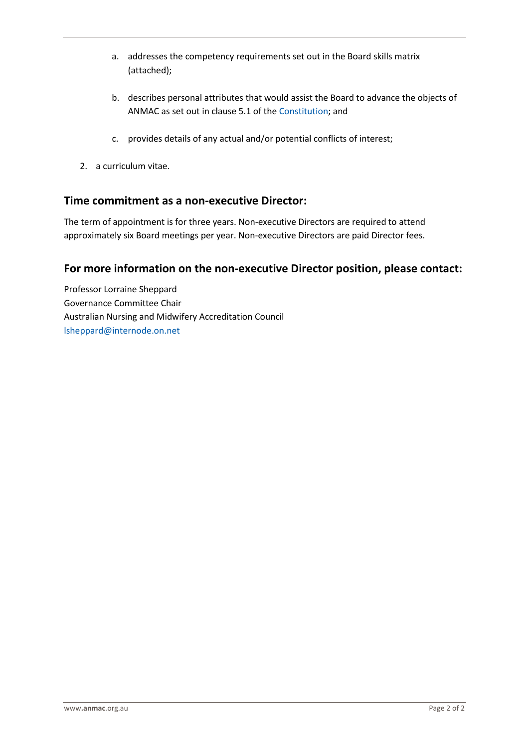a. addresses the competency requirements set out in the Board skills matrix (attached);

   b. describes personal attributes that would assist the Board to advance the objects of ANMAC as set out in clause 5.1 of the Constitution; and

   c. provides details of any actual and/or potential conflicts of interest;

2. a curriculum vitae.

## Time commitment as a non-executive Director:

The term of appointment is for three years. Non-executive Directors are required to attend approximately six Board meetings per year. Non-executive Directors are paid Director fees.

## For more information on the non-executive Director position, please contact:

Professor Lorraine Sheppard
Governance Committee Chair
Australian Nursing and Midwifery Accreditation Council
lsheppard@internode.on.net